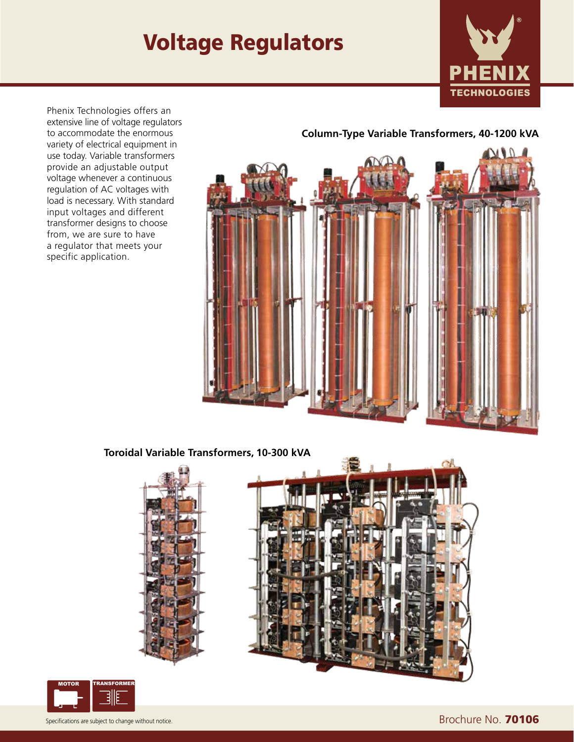# Voltage Regulators

Phenix Technologies offers an extensive line of voltage regulators to accommodate the enormous variety of electrical equipment in use today. Variable transformers provide an adjustable output voltage whenever a continuous regulation of AC voltages with load is necessary. With standard input voltages and different transformer designs to choose from, we are sure to have a regulator that meets your specific application.

**Column-Type Variable Transformers, 40-1200 kVA**

**Toroidal Variable Transformers, 10-300 kVA**

MOTOR TRANSFORMER

Specifications are subject to change without notice.

Brochure No. **70106**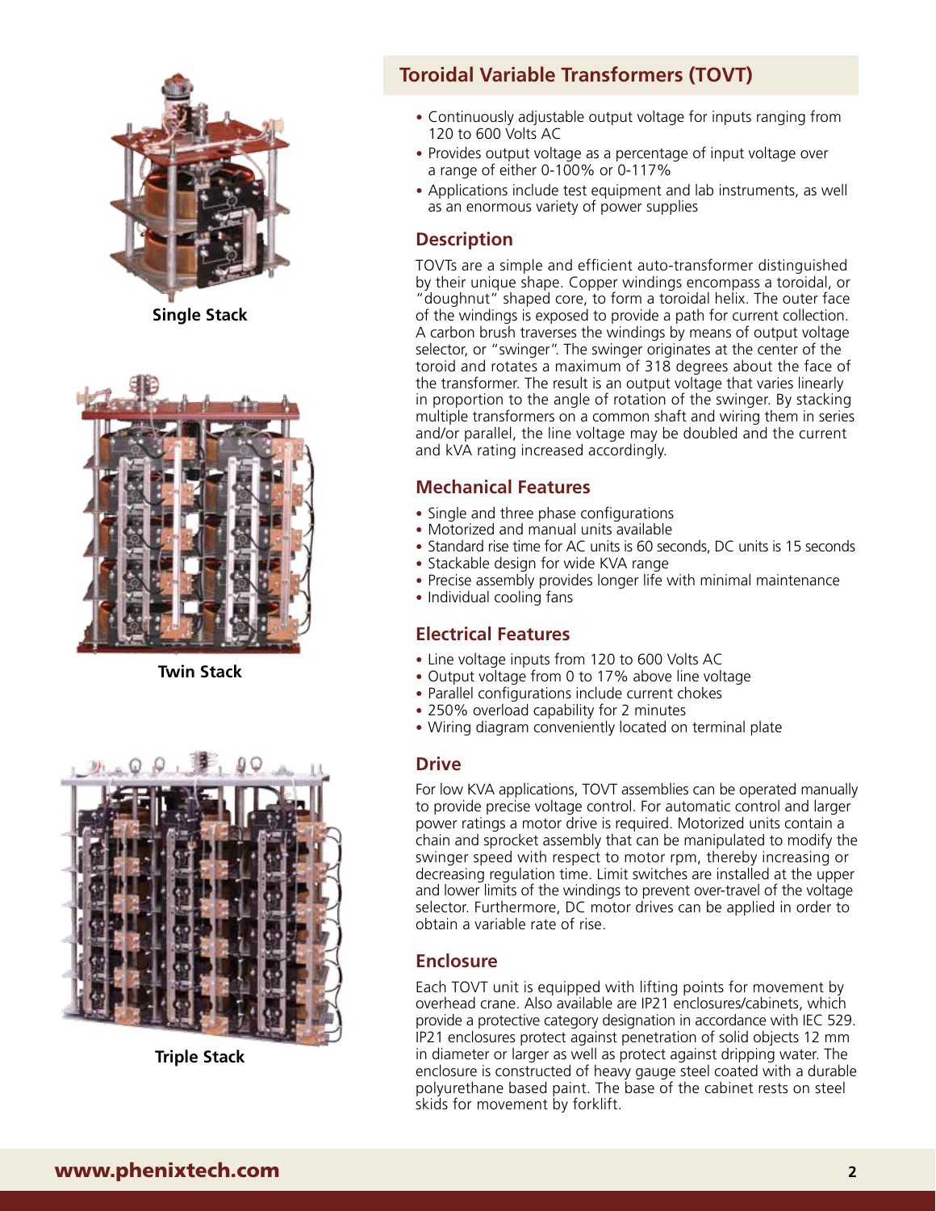Single Stack

Twin Stack

Triple Stack

## Toroidal Variable Transformers (TOVT)

- Continuously adjustable output voltage for inputs ranging from 120 to 600 Volts AC
- Provides output voltage as a percentage of input voltage over a range of either 0-100% or 0-117%
- Applications include test equipment and lab instruments, as well as an enormous variety of power supplies

### Description

TOVTs are a simple and efficient auto-transformer distinguished by their unique shape. Copper windings encompass a toroidal, or "doughnut" shaped core, to form a toroidal helix. The outer face of the windings is exposed to provide a path for current collection. A carbon brush traverses the windings by means of output voltage selector, or "swinger". The swinger originates at the center of the toroid and rotates a maximum of 318 degrees about the face of the transformer. The result is an output voltage that varies linearly in proportion to the angle of rotation of the swinger. By stacking multiple transformers on a common shaft and wiring them in series and/or parallel, the line voltage may be doubled and the current and kVA rating increased accordingly.

### Mechanical Features

- Single and three phase configurations
- Motorized and manual units available
- Standard rise time for AC units is 60 seconds, DC units is 15 seconds
- Stackable design for wide KVA range
- Precise assembly provides longer life with minimal maintenance
- Individual cooling fans

### Electrical Features

- Line voltage inputs from 120 to 600 Volts AC
- Output voltage from 0 to 17% above line voltage
- Parallel configurations include current chokes
- 250% overload capability for 2 minutes
- Wiring diagram conveniently located on terminal plate

### Drive

For low KVA applications, TOVT assemblies can be operated manually to provide precise voltage control. For automatic control and larger power ratings a motor drive is required. Motorized units contain a chain and sprocket assembly that can be manipulated to modify the swinger speed with respect to motor rpm, thereby increasing or decreasing regulation time. Limit switches are installed at the upper and lower limits of the windings to prevent over-travel of the voltage selector. Furthermore, DC motor drives can be applied in order to obtain a variable rate of rise.

### Enclosure

Each TOVT unit is equipped with lifting points for movement by overhead crane. Also available are IP21 enclosures/cabinets, which provide a protective category designation in accordance with IEC 529. IP21 enclosures protect against penetration of solid objects 12 mm in diameter or larger as well as protect against dripping water. The enclosure is constructed of heavy gauge steel coated with a durable polyurethane based paint. The base of the cabinet rests on steel skids for movement by forklift.

www.phenixtech.com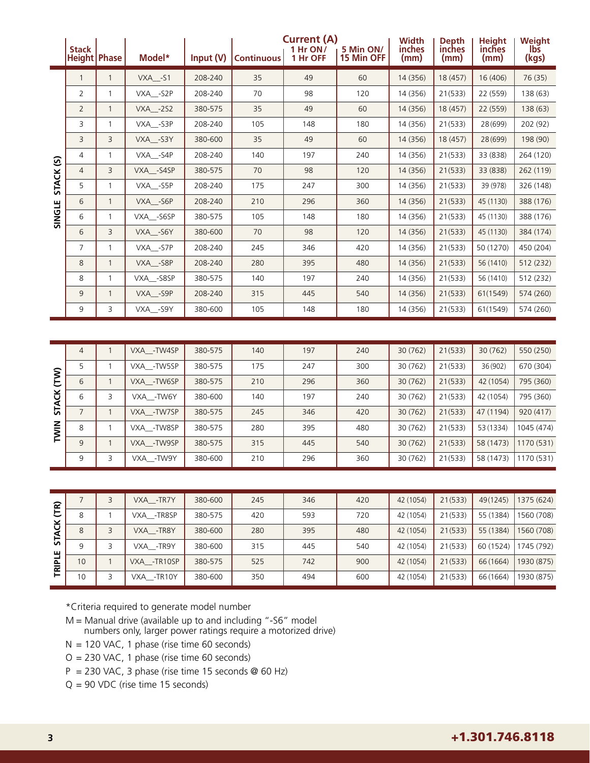| | Stack Height | Phase | Model* | Input (V) | Current (A) Continuous | 1 Hr ON/ 1 Hr OFF | 5 Min ON/ 15 Min OFF | Width inches (mm) | Depth inches (mm) | Height inches (mm) | Weight lbs (kgs) |
|---|---|---|---|---|---|---|---|---|---|---|---|
| SINGLE STACK (S) | 1 | 1 | VXA__-S1 | 208-240 | 35 | 49 | 60 | 14 (356) | 18 (457) | 16 (406) | 76 (35) |
| | 2 | 1 | VXA__-S2P | 208-240 | 70 | 98 | 120 | 14 (356) | 21(533) | 22 (559) | 138 (63) |
| | 2 | 1 | VXA__-2S2 | 380-575 | 35 | 49 | 60 | 14 (356) | 18 (457) | 22 (559) | 138 (63) |
| | 3 | 1 | VXA__-S3P | 208-240 | 105 | 148 | 180 | 14 (356) | 21(533) | 28 (699) | 202 (92) |
| | 3 | 3 | VXA__-S3Y | 380-600 | 35 | 49 | 60 | 14 (356) | 18 (457) | 28 (699) | 198 (90) |
| | 4 | 1 | VXA__-S4P | 208-240 | 140 | 197 | 240 | 14 (356) | 21(533) | 33 (838) | 264 (120) |
| | 4 | 3 | VXA__-S4SP | 380-575 | 70 | 98 | 120 | 14 (356) | 21(533) | 33 (838) | 262 (119) |
| | 5 | 1 | VXA__-S5P | 208-240 | 175 | 247 | 300 | 14 (356) | 21(533) | 39 (978) | 326 (148) |
| | 6 | 1 | VXA__-S6P | 208-240 | 210 | 296 | 360 | 14 (356) | 21(533) | 45 (1130) | 388 (176) |
| | 6 | 1 | VXA__-S6SP | 380-575 | 105 | 148 | 180 | 14 (356) | 21(533) | 45 (1130) | 388 (176) |
| | 6 | 3 | VXA__-S6Y | 380-600 | 70 | 98 | 120 | 14 (356) | 21(533) | 45 (1130) | 384 (174) |
| | 7 | 1 | VXA__-S7P | 208-240 | 245 | 346 | 420 | 14 (356) | 21(533) | 50 (1270) | 450 (204) |
| | 8 | 1 | VXA__-S8P | 208-240 | 280 | 395 | 480 | 14 (356) | 21(533) | 56 (1410) | 512 (232) |
| | 8 | 1 | VXA__-S8SP | 380-575 | 140 | 197 | 240 | 14 (356) | 21(533) | 56 (1410) | 512 (232) |
| | 9 | 1 | VXA__-S9P | 208-240 | 315 | 445 | 540 | 14 (356) | 21(533) | 61(1549) | 574 (260) |
| | 9 | 3 | VXA__-S9Y | 380-600 | 105 | 148 | 180 | 14 (356) | 21(533) | 61(1549) | 574 (260) |
| TWIN STACK (TW) | 4 | 1 | VXA__-TW4SP | 380-575 | 140 | 197 | 240 | 30 (762) | 21(533) | 30 (762) | 550 (250) |
| | 5 | 1 | VXA__-TW5SP | 380-575 | 175 | 247 | 300 | 30 (762) | 21(533) | 36 (902) | 670 (304) |
| | 6 | 1 | VXA__-TW6SP | 380-575 | 210 | 296 | 360 | 30 (762) | 21(533) | 42 (1054) | 795 (360) |
| | 6 | 3 | VXA__-TW6Y | 380-600 | 140 | 197 | 240 | 30 (762) | 21(533) | 42 (1054) | 795 (360) |
| | 7 | 1 | VXA__-TW7SP | 380-575 | 245 | 346 | 420 | 30 (762) | 21(533) | 47 (1194) | 920 (417) |
| | 8 | 1 | VXA__-TW8SP | 380-575 | 280 | 395 | 480 | 30 (762) | 21(533) | 53 (1334) | 1045 (474) |
| | 9 | 1 | VXA__-TW9SP | 380-575 | 315 | 445 | 540 | 30 (762) | 21(533) | 58 (1473) | 1170 (531) |
| | 9 | 3 | VXA__-TW9Y | 380-600 | 210 | 296 | 360 | 30 (762) | 21(533) | 58 (1473) | 1170 (531) |
| TRIPLE STACK (TR) | 7 | 3 | VXA__-TR7Y | 380-600 | 245 | 346 | 420 | 42 (1054) | 21(533) | 49(1245) | 1375 (624) |
| | 8 | 1 | VXA__-TR8SP | 380-575 | 420 | 593 | 720 | 42 (1054) | 21(533) | 55 (1384) | 1560 (708) |
| | 8 | 3 | VXA__-TR8Y | 380-600 | 280 | 395 | 480 | 42 (1054) | 21(533) | 55 (1384) | 1560 (708) |
| | 9 | 3 | VXA__-TR9Y | 380-600 | 315 | 445 | 540 | 42 (1054) | 21(533) | 60 (1524) | 1745 (792) |
| | 10 | 1 | VXA__-TR10SP | 380-575 | 525 | 742 | 900 | 42 (1054) | 21(533) | 66 (1664) | 1930 (875) |
| | 10 | 3 | VXA__-TR10Y | 380-600 | 350 | 494 | 600 | 42 (1054) | 21(533) | 66 (1664) | 1930 (875) |

*Criteria required to generate model number

M = Manual drive (available up to and including "-S6" model numbers only, larger power ratings require a motorized drive)

N = 120 VAC, 1 phase (rise time 60 seconds)

O = 230 VAC, 1 phase (rise time 60 seconds)

P = 230 VAC, 3 phase (rise time 15 seconds @ 60 Hz)

Q = 90 VDC (rise time 15 seconds)

**+1.301.746.8118**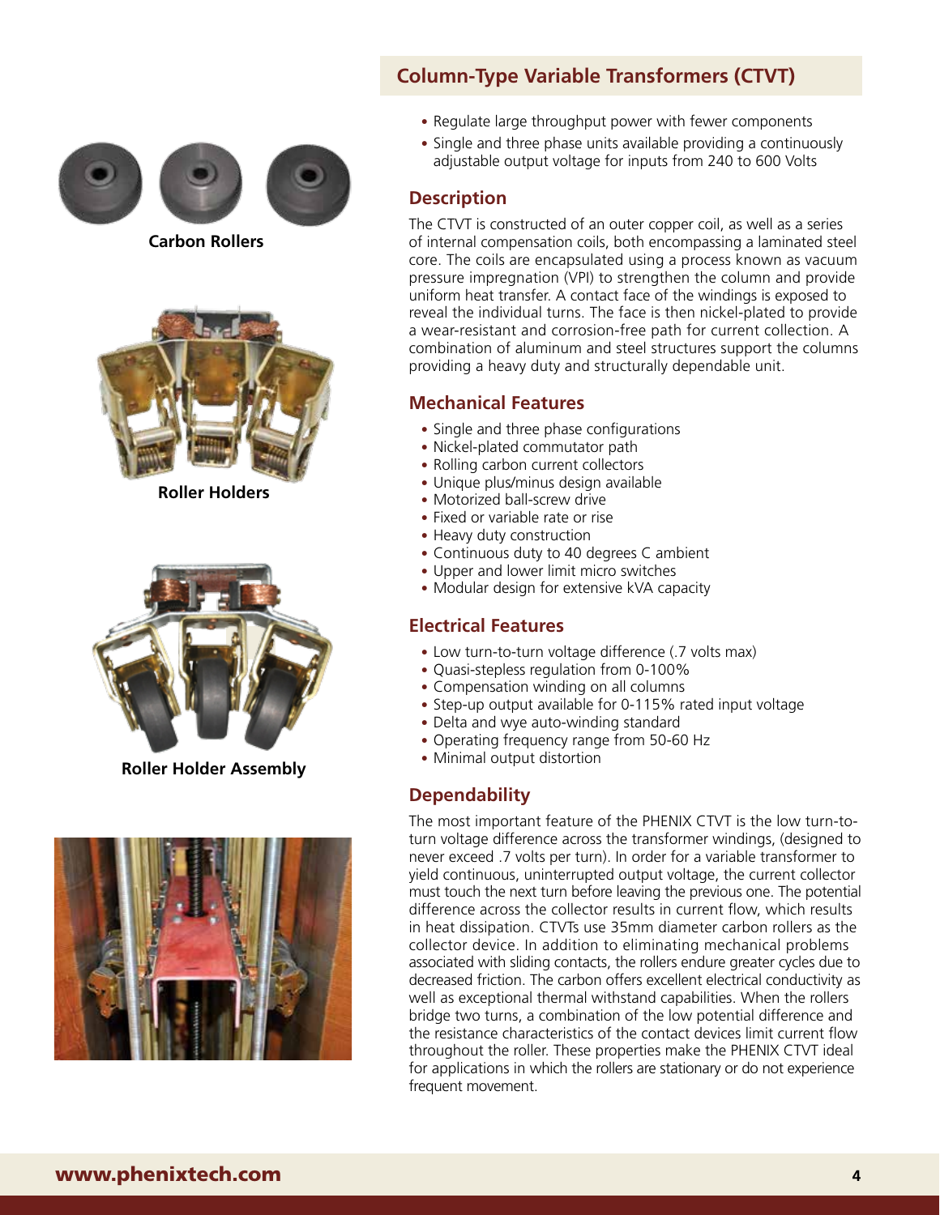Carbon Rollers

Roller Holders

Roller Holder Assembly

## Column-Type Variable Transformers (CTVT)

- Regulate large throughput power with fewer components
- Single and three phase units available providing a continuously adjustable output voltage for inputs from 240 to 600 Volts

### Description

The CTVT is constructed of an outer copper coil, as well as a series of internal compensation coils, both encompassing a laminated steel core. The coils are encapsulated using a process known as vacuum pressure impregnation (VPI) to strengthen the column and provide uniform heat transfer. A contact face of the windings is exposed to reveal the individual turns. The face is then nickel-plated to provide a wear-resistant and corrosion-free path for current collection. A combination of aluminum and steel structures support the columns providing a heavy duty and structurally dependable unit.

### Mechanical Features

- Single and three phase configurations
- Nickel-plated commutator path
- Rolling carbon current collectors
- Unique plus/minus design available
- Motorized ball-screw drive
- Fixed or variable rate or rise
- Heavy duty construction
- Continuous duty to 40 degrees C ambient
- Upper and lower limit micro switches
- Modular design for extensive kVA capacity

### Electrical Features

- Low turn-to-turn voltage difference (.7 volts max)
- Quasi-stepless regulation from 0-100%
- Compensation winding on all columns
- Step-up output available for 0-115% rated input voltage
- Delta and wye auto-winding standard
- Operating frequency range from 50-60 Hz
- Minimal output distortion

### Dependability

The most important feature of the PHENIX CTVT is the low turn-to-turn voltage difference across the transformer windings, (designed to never exceed .7 volts per turn). In order for a variable transformer to yield continuous, uninterrupted output voltage, the current collector must touch the next turn before leaving the previous one. The potential difference across the collector results in current flow, which results in heat dissipation. CTVTs use 35mm diameter carbon rollers as the collector device. In addition to eliminating mechanical problems associated with sliding contacts, the rollers endure greater cycles due to decreased friction. The carbon offers excellent electrical conductivity as well as exceptional thermal withstand capabilities. When the rollers bridge two turns, a combination of the low potential difference and the resistance characteristics of the contact devices limit current flow throughout the roller. These properties make the PHENIX CTVT ideal for applications in which the rollers are stationary or do not experience frequent movement.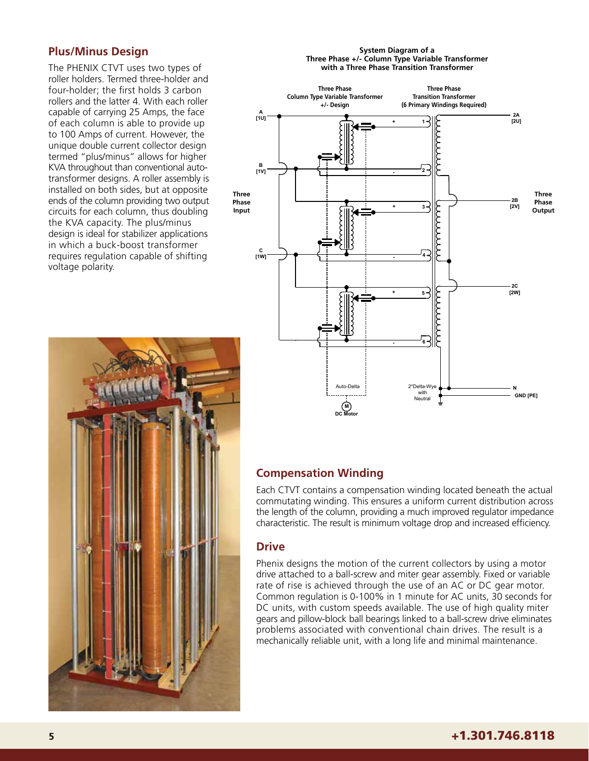## Plus/Minus Design

The PHENIX CTVT uses two types of roller holders. Termed three-holder and four-holder; the first holds 3 carbon rollers and the latter 4. With each roller capable of carrying 25 Amps, the face of each column is able to provide up to 100 Amps of current. However, the unique double current collector design termed "plus/minus" allows for higher KVA throughout than conventional auto-transformer designs. A roller assembly is installed on both sides, but at opposite ends of the column providing two output circuits for each column, thus doubling the KVA capacity. The plus/minus design is ideal for stabilizer applications in which a buck-boost transformer requires regulation capable of shifting voltage polarity.

**System Diagram of a Three Phase +/- Column Type Variable Transformer with a Three Phase Transition Transformer**

## Compensation Winding

Each CTVT contains a compensation winding located beneath the actual commutating winding. This ensures a uniform current distribution across the length of the column, providing a much improved regulator impedance characteristic. The result is minimum voltage drop and increased efficiency.

## Drive

Phenix designs the motion of the current collectors by using a motor drive attached to a ball-screw and miter gear assembly. Fixed or variable rate of rise is achieved through the use of an AC or DC gear motor. Common regulation is 0-100% in 1 minute for AC units, 30 seconds for DC units, with custom speeds available. The use of high quality miter gears and pillow-block ball bearings linked to a ball-screw drive eliminates problems associated with conventional chain drives. The result is a mechanically reliable unit, with a long life and minimal maintenance.

**+1.301.746.8118**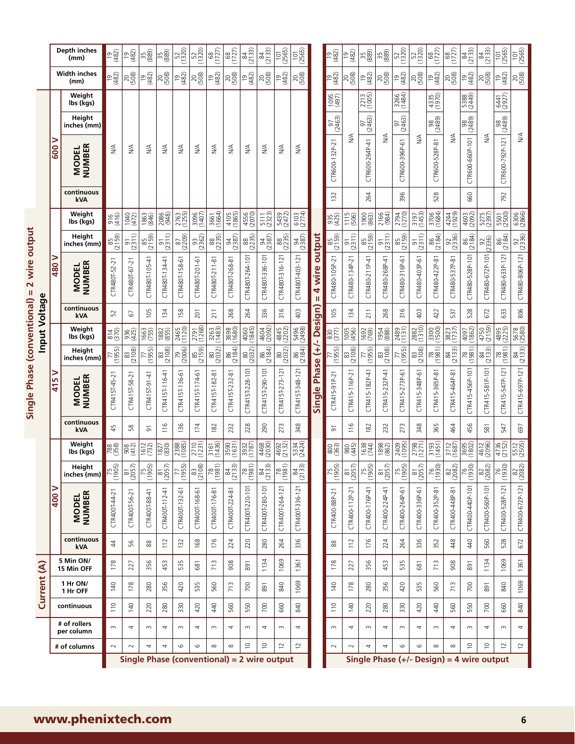## Single Phase (conventional) = 2 wire output

| # of columns | # of rollers per column | Current (A) | | | Input Voltage | | | | | | | | | | | | | | | | | |
|---|---|---|---|---|---|---|---|---|---|---|---|---|---|---|---|---|---|---|---|---|---|---|
| | | | | | 400 V | | | | 415 V | | | | 480 V | | | | 600 V | | | | | |
| | | continuous | 1 Hr ON/ 1 Hr OFF | 5 Min ON/ 15 Min OFF | continuous kVA | MODEL NUMBER | Height inches (mm) | Weight lbs (kgs) | continuous kVA | MODEL NUMBER | Height inches (mm) | Weight lbs (kgs) | continuous kVA | MODEL NUMBER | Height inches (mm) | Weight lbs (kgs) | continuous kVA | MODEL NUMBER | Height inches (mm) | Weight lbs (kgs) | Width inches (mm) | Depth inches (mm) |
| 2 | 3 | 110 | 140 | 178 | 44 | CTR400T-44-21 | 75 (1905) | 788 (358) | 45 | CTR415T-45-21 | 77 (1955) | 814 (370) | 52 | CTR480T-52-21 | 85 (2159) | 916 (416) | | N/A | | | 19 (482) | 19 (482) |
| 2 | 4 | 140 | 178 | 227 | 56 | CTR400T-56-21 | 81 (2057) | 908 (412) | 58 | CTR415T-58-21 | 83 (2108) | 936 (425) | 67 | CTR480T-67-21 | 91 (2311) | 1040 (472) | | N/A | | | 20 (508) | 19 (482) |
| 4 | 3 | 220 | 280 | 356 | 88 | CTR400T-88-41 | 75 (1905) | 1612 (732) | 91 | CTR415T-91-41 | 77 (1955) | 1663 (755) | 105 | CTR480T-105-41 | 85 (2159) | 1863 (846) | | N/A | | | 19 (482) | 35 (889) |
| 4 | 4 | 280 | 356 | 453 | 112 | CTR400T-112-41 | 81 (2057) | 1827 (830) | 116 | CTR415T-116-41 | 83 (2108) | 1882 (855) | 134 | CTR480T-134-41 | 91 (2311) | 2086 (948) | | N/A | | | 20 (508) | 35 (889) |
| 6 | 3 | 330 | 420 | 535 | 132 | CTR400T-132-61 | 77 (1955) | 2388 (1085) | 136 | CTR415T-136-61 | 79 (2006) | 2465 (1120) | 158 | CTR480T-158-61 | 87 (2209) | 2763 (1255) | | N/A | | | 19 (482) | 52 (1320) |
| 6 | 4 | 420 | 535 | 681 | 168 | CTR400T-168-61 | 83 (2108) | 2710 (1231) | 174 | CTR415T-174-61 | 85 (2159) | 2791 (1268) | 201 | CTR480T-201-61 | 93 (2362) | 3096 (1407) | | N/A | | | 20 (508) | 52 (1320) |
| 8 | 3 | 440 | 560 | 713 | 176 | CTR400T-176-81 | 78 (1981) | 3161 (1436) | 182 | CTR415T-182-81 | 80 (2032) | 3263 (1483) | 211 | CTR480T-211-81 | 88 (2235) | 3661 (1664) | | N/A | | | 19 (482) | 68 (1727) |
| 8 | 4 | 560 | 713 | 908 | 224 | CTR400T-224-81 | 84 (2133) | 3590 (1631) | 232 | CTR415T-232-81 | 86 (2184) | 3698 (1680) | 268 | CTR480T-268-81 | 94 (2387) | 4105 (1865) | | N/A | | | 20 (508) | 68 (1727) |
| 10 | 3 | 550 | 700 | 891 | 220 | CTR400T-220-101 | 78 (1981) | 3932 (1787) | 228 | CTR415T-228-101 | 80 (2032) | 4060 (1845) | 264 | CTR480T-264-101 | 88 (2235) | 4556 (2070) | | N/A | | | 19 (482) | 84 (2133) |
| 10 | 4 | 700 | 891 | 1134 | 280 | CTR400T-280-101 | 84 (2133) | 4468 (2030) | 290 | CTR415T-290-101 | 86 (2184) | 4604 (2092) | 336 | CTR480T-336-101 | 94 (2387) | 5111 (2323) | | N/A | | | 20 (508) | 84 (2133) |
| 12 | 3 | 660 | 840 | 1069 | 264 | CTR400T-264-121 | 78 (1981) | 4692 (2132) | 273 | CTR415T-273-121 | 80 (2032) | 4845 (2202) | 316 | CTR480T-316-121 | 88 (2235) | 5439 (2472) | | N/A | | | 19 (482) | 101 (2565) |
| 12 | 4 | 840 | 1069 | 1361 | 336 | CTR400T-336-121 | 84 (2133) | 5334 (2424) | 348 | CTR415T-348-121 | 86 (2184) | 5496 (2498) | 403 | CTR480T-403-121 | 94 (2387) | 6103 (2774) | | N/A | | | 20 (508) | 101 (2565) |

## Single Phase (+/- Design) = 4 wire output

| # of columns | # of rollers per column | continuous | 1 Hr ON/ 1 Hr OFF | 5 Min ON/ 15 Min OFF | continuous kVA | MODEL NUMBER | Height inches (mm) | Weight lbs (kgs) | continuous kVA | MODEL NUMBER | Height inches (mm) | Weight lbs (kgs) | continuous kVA | MODEL NUMBER | Height inches (mm) | Weight lbs (kgs) | continuous kVA | MODEL NUMBER | Height inches (mm) | Weight lbs (kgs) | Width inches (mm) | Depth inches (mm) |
|---|---|---|---|---|---|---|---|---|---|---|---|---|---|---|---|---|---|---|---|---|---|---|
| 2 | 3 | 110 | 140 | 178 | 88 | CTR400-88P-21 | 75 (1905) | 800 (363) | 91 | CTR415-91P-21 | 77 (1955) | 830 (377) | 105 | CTR480-105P-21 | 85 (2159) | 935 (425) | 132 | CTR600-132P-21 | 97 (2463) | 1095 (497) | 19 (482) | 19 (482) |
| 2 | 4 | 140 | 178 | 227 | 112 | CTR400-112P-21 | 81 (2057) | 980 (445) | 116 | CTR415-116P-21 | 83 (2108) | 1005 (456) | 134 | CTR480-134P-21 | 91 (2311) | 1115 (506) | | N/A | | | 20 (508) | 19 (482) |
| 4 | 3 | 220 | 280 | 356 | 176 | CTR400-176P-41 | 75 (1905) | 1638 (744) | 182 | CTR415-182P-41 | 77 (1955) | 1692 (769) | 211 | CTR480-211P-41 | 85 (2159) | 1900 (863) | 264 | CTR600-264P-41 | 97 (2463) | 2213 (1005) | 19 (482) | 35 (889) |
| 4 | 4 | 280 | 356 | 453 | 224 | CTR400-224P-41 | 81 (2057) | 1898 (862) | 232 | CTR415-232P-41 | 83 (2108) | 1954 (888) | 268 | CTR480-268P-41 | 91 (2311) | 2166 (984) | | N/A | | | 20 (508) | 35 (889) |
| 6 | 3 | 330 | 420 | 535 | 264 | CTR400-264P-61 | 75 (1905) | 2409 (1095) | 273 | CTR415-273P-61 | 77 (1955) | 2489 (1131) | 316 | CTR480-316P-61 | 85 (2159) | 2794 (1270) | 396 | CTR600-396P-61 | 97 (2463) | 3266 (1484) | 19 (482) | 52 (1320) |
| 6 | 4 | 420 | 535 | 681 | 336 | CTR400-336P-61 | 81 (2057) | 2798 (1271) | 348 | CTR415-348P-61 | 83 (2108) | 2882 (1310) | 403 | CTR480-403P-61 | 91 (2311) | 3197 (1453) | | N/A | | | 20 (508) | 52 (1320) |
| 8 | 3 | 440 | 560 | 713 | 352 | CTR400-352P-81 | 76 (1930) | 3193 (1451) | 365 | CTR415-365P-81 | 78 (1981) | 3300 (1500) | 422 | CTR480-422P-81 | 86 (2184) | 3706 (1684) | 528 | CTR600-528P-81 | 98 (2489) | 4335 (1970) | 19 (482) | 68 (1727) |
| 8 | 4 | 560 | 713 | 908 | 448 | CTR400-448P-81 | 82 (2082) | 3712 (1687) | 464 | CTR415-464P-81 | 84 (2133) | 3823 (1737) | 537 | CTR480-537P-81 | 92 (2336) | 4244 (1929) | | N/A | | | 20 (508) | 68 (1727) |
| 10 | 3 | 550 | 700 | 891 | 440 | CTR400-440P-101 | 76 (1930) | 3695 (1802) | 456 | CTR415-456P-101 | 78 (1981) | 4097 (1862) | 528 | CTR480-528P-101 | 86 (2184) | 4603 (2092) | 660 | CTR600-660P-101 | 98 (2489) | 5388 (2449) | 19 (482) | 84 (2133) |
| 10 | 4 | 700 | 891 | 1134 | 560 | CTR400-560P-101 | 82 (2082) | 4612 (2096) | 581 | CTR415-581P-101 | 84 (2133) | 4750 (2159) | 672 | CTR480-672P-101 | 92 (2336) | 5275 (2397) | | N/A | | | 20 (508) | 84 (2133) |
| 12 | 3 | 660 | 840 | 1069 | 528 | CTR400-528P-121 | 76 (1930) | 4736 (2152) | 547 | CTR415-547P-121 | 78 (1981) | 4895 (2225) | 633 | CTR480-633P-121 | 86 (2184) | 5501 (2500) | 792 | CTR600-792P-121 | 98 (2489) | 6441 (2927) | 19 (482) | 101 (2565) |
| 12 | 4 | 840 | 1069 | 1361 | 672 | CTR400-672P-121 | 82 (2082) | 5512 (2505) | 697 | CTR415-697P-121 | 84 (2133) | 5678 (2580) | 806 | CTR480-806P-121 | 92 (2336) | 6306 (2866) | | N/A | | | 20 (508) | 101 (2565) |

www.phenixtech.com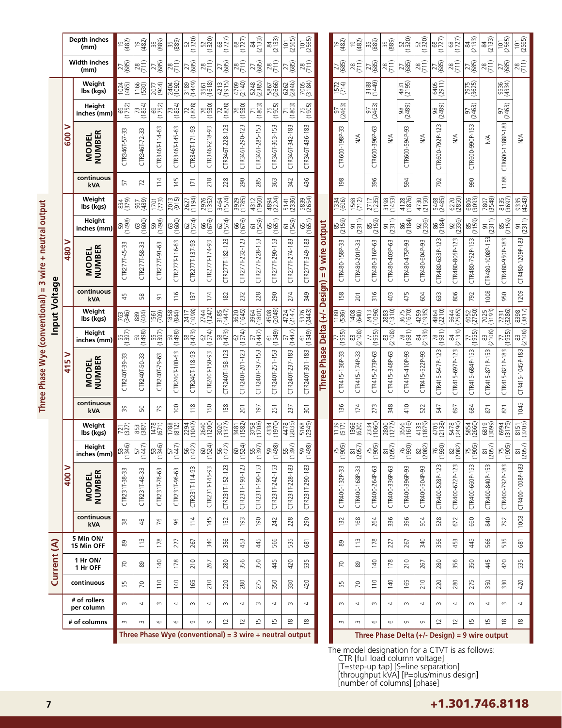| # of columns | # of rollers per column | Current (A) | | | Input Voltage | | | | | | | | | | | | | | | | | |
|---|---|---|---|---|---|---|---|---|---|---|---|---|---|---|---|---|---|---|---|---|---|---|
| | | | | | 400 V | | | | 415 V | | | | 480 V | | | | 600 V | | | | | |
| | | continuous | 1 Hr ON/ 1 Hr OFF | 5 Min ON/ 15 Min OFF | continuous kVA | MODEL NUMBER | Height inches (mm) | Weight lbs (kgs) | continuous kVA | MODEL NUMBER | Height inches (mm) | Weight lbs (kgs) | continuous kVA | MODEL NUMBER | Height inches (mm) | Weight lbs (kgs) | continuous kVA | MODEL NUMBER | Height inches (mm) | Weight lbs (kgs) | Width inches (mm) | Depth inches (mm) |
| **Three Phase Wye (conventional) = 3 wire + neutral output** | | | | | | | | | | | | | | | | | | | | | | |
| 3 | 3 | 55 | 70 | 89 | 38 | CTR231T-38-33 | 53 (1346) | 721 (327) | 39 | CTR240T-39-33 | 55 (1397) | 763 (346) | 45 | CTR277T-45-33 | 59 (1498) | 834 (379) | 57 | CTR346T-57-33 | 69 (1752) | 1024 (465) | 27 (685) | 19 (482) |
| 3 | 4 | 70 | 89 | 113 | 48 | CTR231T-48-33 | 57 (1447) | 853 (387) | 50 | CTR240T-50-33 | 59 (1498) | 889 (404) | 58 | CTR277T-58-33 | 63 (1600) | 967 (439) | 72 | CTR346T-72-33 | 73 (1854) | 1166 (530) | 28 (711) | 19 (482) |
| 6 | 3 | 110 | 140 | 178 | 76 | CTR231T-76-63 | 53 (1346) | 1478 (671) | 79 | CTR240T-79-63 | 55 (1397) | 1561 (709) | 91 | CTR277T-91-63 | 59 (1498) | 1701 (773) | 114 | CTR346T-114-63 | 69 (1752) | 2077 (944) | 27 (685) | 35 (889) |
| 6 | 4 | 140 | 178 | 227 | 96 | CTR231T-96-63 | 57 (1447) | 1788 (812) | 100 | CTR240T-100-63 | 59 (1498) | 1858 (844) | 116 | CTR277T-116-63 | 63 (1600) | 2013 (915) | 145 | CTR346T-145-63 | 73 (1854) | 2404 (1092) | 28 (711) | 35 (889) |
| 9 | 3 | 165 | 210 | 267 | 114 | CTR231T-114-93 | 56 (1422) | 2294 (1042) | 118 | CTR240T-118-93 | 58 (1473) | 2417 (1098) | 137 | CTR277T-137-93 | 62 (1574) | 2627 (1194) | 171 | CTR346T-171-93 | 72 (1828) | 3189 (1449) | 27 (685) | 52 (1320) |
| 9 | 4 | 210 | 267 | 340 | 145 | CTR231T-145-93 | 60 (1524) | 2640 (1200) | 150 | CTR240T-150-93 | 62 (1574) | 2744 (1247) | 174 | CTR277T-174-93 | 66 (1676) | 2976 (1352) | 218 | CTR346T-218-93 | 76 (1930) | 3561 (1618) | 28 (711) | 52 (1320) |
| 12 | 3 | 220 | 280 | 356 | 152 | CTR231T-152-123 | 56 (1422) | 3020 (1372) | 158 | CTR240T-158-123 | 58 (1473) | 3185 (1447) | 182 | CTR277T-182-123 | 62 (1574) | 3464 (1574) | 228 | CTR346T-228-123 | 72 (1828) | 4213 (1915) | 27 (685) | 68 (1727) |
| 12 | 4 | 280 | 356 | 453 | 193 | CTR231T-193-123 | 60 (1524) | 3481 (1582) | 201 | CTR240T-201-123 | 62 (1574) | 3620 (1645) | 232 | CTR277T-232-123 | 66 (1676) | 3929 (1785) | 290 | CTR346T-290-123 | 76 (1930) | 4709 (2140) | 28 (711) | 68 (1727) |
| 15 | 3 | 275 | 350 | 445 | 190 | CTR231T-190-153 | 55 (1397) | 3758 (1708) | 197 | CTR240T-197-153 | 57 (1447) | 3964 (1801) | 228 | CTR277T-228-153 | 61 (1549) | 4312 (1960) | 285 | CTR346T-285-153 | 71 (1803) | 5248 (2385) | 27 (685) | 84 (2133) |
| 15 | 4 | 350 | 445 | 566 | 242 | CTR231T-242-153 | 59 (1498) | 4334 (1970) | 251 | CTR240T-251-153 | 61 (1549) | 4508 (2049) | 290 | CTR277T-290-153 | 65 (1651) | 4894 (2224) | 363 | CTR346T-363-153 | 75 (1905) | 5867 (2666) | 28 (711) | 84 (2133) |
| 18 | 3 | 330 | 420 | 535 | 228 | CTR231T-228-183 | 55 (1397) | 4478 (2035) | 237 | CTR240T-237-183 | 57 (1447) | 4724 (2147) | 274 | CTR277T-274-183 | 61 (1549) | 5141 (2336) | 342 | CTR346T-342-183 | 71 (1803) | 6262 (2846) | 27 (685) | 101 (2565) |
| 18 | 4 | 420 | 535 | 681 | 290 | CTR231T-290-183 | 59 (1498) | 5168 (2349) | 301 | CTR240T-301-183 | 61 (1549) | 5376 (2443) | 349 | CTR277T-349-183 | 65 (1651) | 5839 (2654) | 436 | CTR346T-436-183 | 75 (1905) | 7005 (3184) | 28 (711) | 101 (2565) |
| **Three Phase Delta (+/- Design) = 9 wire output** | | | | | | | | | | | | | | | | | | | | | | |
| 3 | 3 | 55 | 70 | 89 | 132 | CTR400-132P-33 | 75 (1905) | 1139 (517) | 136 | CTR415-136P-33 | 77 (1955) | 1180 (536) | 158 | CTR480-158P-33 | 85 (2159) | 1334 (606) | 198 | CTR600-198P-33 | 97 (2463) | 1572 (714) | 27 (685) | 19 (482) |
| 3 | 4 | 70 | 89 | 113 | 168 | CTR400-168P-33 | 81 (2057) | 1366 (620) | 174 | CTR415-174P-33 | 83 (2108) | 1408 (640) | 201 | CTR480-201P-33 | 91 (2311) | 1568 (712) | | N/A | | | 28 (711) | 19 (482) |
| 6 | 3 | 110 | 140 | 178 | 264 | CTR400-264P-63 | 75 (1905) | 2334 (1060) | 273 | CTR415-273P-63 | 77 (1955) | 2413 (1096) | 316 | CTR480-316P-63 | 85 (2159) | 2717 (1235) | 396 | CTR600-396P-63 | 97 (2463) | 3188 (1449) | 27 (685) | 35 (889) |
| 6 | 4 | 140 | 178 | 227 | 336 | CTR400-336P-63 | 81 (2057) | 2800 (1272) | 348 | CTR415-348P-63 | 83 (2108) | 2883 (1310) | 403 | CTR480-403P-63 | 91 (2311) | 3198 (1453) | | N/A | | | 28 (711) | 35 (889) |
| 9 | 3 | 165 | 210 | 267 | 396 | CTR400-396P-93 | 76 (1930) | 3556 (1616) | 410 | CTR415-410P-93 | 78 (1981) | 3675 (1670) | 475 | CTR480-475P-93 | 86 (2184) | 4128 (1876) | 594 | CTR600-594P-93 | 98 (2489) | 4831 (2195) | 27 (685) | 52 (1320) |
| 9 | 4 | 210 | 267 | 340 | 504 | CTR400-504P-93 | 82 (2082) | 4135 (1879) | 522 | CTR415-522P-93 | 84 (2133) | 4259 (1935) | 604 | CTR480-604P-93 | 92 (2336) | 4730 (2150) | | N/A | | | 28 (711) | 52 (1320) |
| 12 | 3 | 220 | 280 | 356 | 528 | CTR400-528P-123 | 76 (1930) | 4705 (2138) | 547 | CTR415-547P-123 | 78 (1981) | 4864 (2210) | 633 | CTR480-633P-123 | 86 (2184) | 5468 (2485) | 792 | CTR600-792P-123 | 98 (2489) | 6405 (2911) | 27 (685) | 68 (1727) |
| 12 | 4 | 280 | 356 | 453 | 672 | CTR400-672P-123 | 82 (2082) | 5478 (2490) | 697 | CTR415-697P-123 | 84 (2133) | 5644 (2565) | 806 | CTR480-806P-123 | 92 (2336) | 6270 (2850) | | N/A | | | 28 (711) | 68 (1727) |
| 15 | 3 | 275 | 350 | 445 | 660 | CTR400-660P-153 | 75 (1905) | 5854 (2660) | 684 | CTR415-684P-153 | 77 (1955) | 6052 (2750) | 792 | CTR480-792P-153 | 85 (2159) | 6806 (3093) | 990 | CTR600-990P-153 | 97 (2463) | 7975 (3625) | 27 (685) | 84 (2133) |
| 15 | 4 | 350 | 445 | 566 | 840 | CTR400-840P-153 | 81 (2057) | 6819 (3099) | 871 | CTR415-871P-153 | 83 (2108) | 7025 (3193) | 1008 | CTR480-1008P-153 | 91 (2311) | 7807 (3548) | | N/A | | | 28 (711) | 84 (2133) |
| 18 | 3 | 330 | 420 | 535 | 792 | CTR400-792P-183 | 75 (1905) | 6994 (3179) | 821 | CTR415-821P-183 | 77 (1955) | 7231 (3286) | 950 | CTR480-950P-183 | 85 (2159) | 8135 (3697) | 1188 | CTR600-1188P-183 | 97 (2463) | 9536 (4334) | 27 (685) | 101 (2565) |
| 18 | 4 | 420 | 535 | 681 | 1008 | CTR400-1008P-183 | 81 (2057) | 8151 (3705) | 1045 | CTR415-1045P-183 | 83 (2108) | 8398 (3817) | 1209 | CTR480-1209P-183 | 91 (2311) | 9335 (4243) | | N/A | | | 28 (711) | 101 (2565) |

The model designation for a CTVT is as follows:
CTR [full load column voltage]
[T=step-up tap] [S=line separation]
[throughput kVA] [P=plus/minus design]
[number of columns] [phase]

**+1.301.746.8118**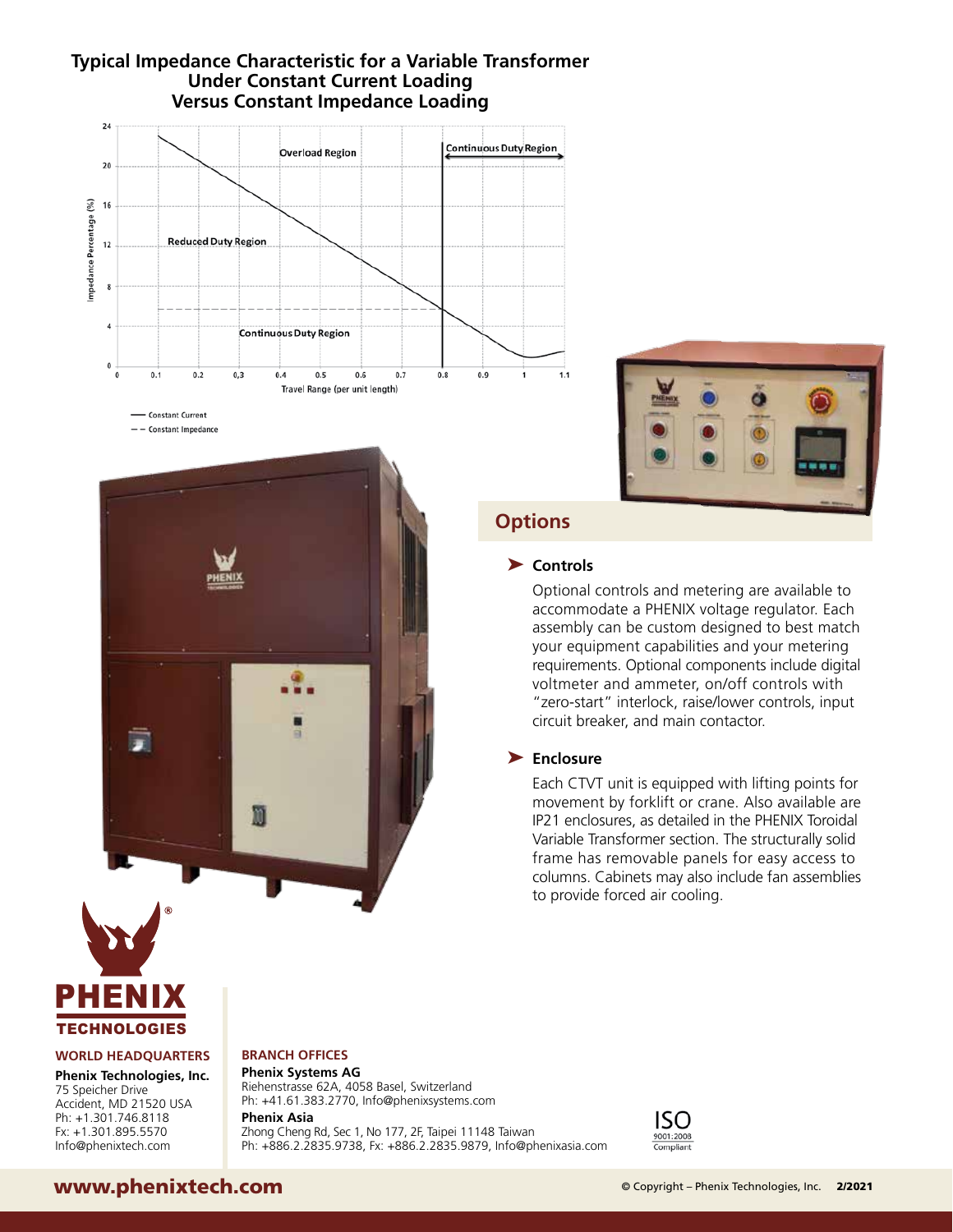## Typical Impedance Characteristic for a Variable Transformer Under Constant Current Loading Versus Constant Impedance Loading

Impedance Percentage (%)

24
20
16
12
8
4
0

0 0.1 0.2 0.3 0.4 0.5 0.6 0.7 0.8 0.9 1 1.1

Travel Range (per unit length)

Overload Region

Continuous Duty Region

Reduced Duty Region

Continuous Duty Region

Constant Current

Constant Impedance

## Options

### Controls

Optional controls and metering are available to accommodate a PHENIX voltage regulator. Each assembly can be custom designed to best match your equipment capabilities and your metering requirements. Optional components include digital voltmeter and ammeter, on/off controls with "zero-start" interlock, raise/lower controls, input circuit breaker, and main contactor.

### Enclosure

Each CTVT unit is equipped with lifting points for movement by forklift or crane. Also available are IP21 enclosures, as detailed in the PHENIX Toroidal Variable Transformer section. The structurally solid frame has removable panels for easy access to columns. Cabinets may also include fan assemblies to provide forced air cooling.

PHENIX TECHNOLOGIES

**WORLD HEADQUARTERS**

**Phenix Technologies, Inc.**
75 Speicher Drive
Accident, MD 21520 USA
Ph: +1.301.746.8118
Fx: +1.301.895.5570
Info@phenixtech.com

**BRANCH OFFICES**

**Phenix Systems AG**
Riehenstrasse 62A, 4058 Basel, Switzerland
Ph: +41.61.383.2770, Info@phenixsystems.com

**Phenix Asia**
Zhong Cheng Rd, Sec 1, No 177, 2F, Taipei 11148 Taiwan
Ph: +886.2.2835.9738, Fx: +886.2.2835.9879, Info@phenixasia.com

ISO 9001:2008 Compliant

**www.phenixtech.com**

© Copyright – Phenix Technologies, Inc. 2/2021